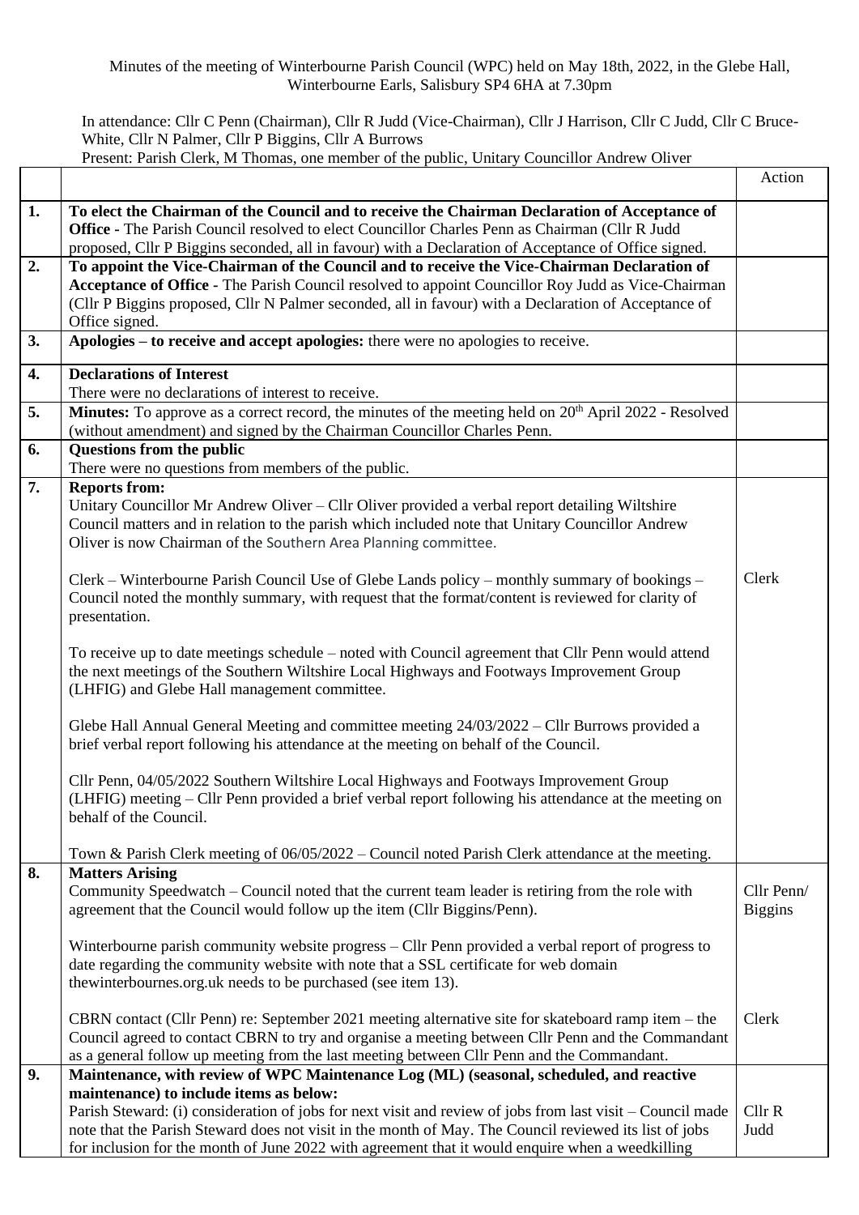Minutes of the meeting of Winterbourne Parish Council (WPC) held on May 18th, 2022, in the Glebe Hall, Winterbourne Earls, Salisbury SP4 6HA at 7.30pm

In attendance: Cllr C Penn (Chairman), Cllr R Judd (Vice-Chairman), Cllr J Harrison, Cllr C Judd, Cllr C Bruce-White, Cllr N Palmer, Cllr P Biggins, Cllr A Burrows

Present: Parish Clerk, M Thomas, one member of the public, Unitary Councillor Andrew Oliver

| | | Action |
|---|---|---|
| **1.** | **To elect the Chairman of the Council and to receive the Chairman Declaration of Acceptance of Office -** The Parish Council resolved to elect Councillor Charles Penn as Chairman (Cllr R Judd proposed, Cllr P Biggins seconded, all in favour) with a Declaration of Acceptance of Office signed. | |
| **2.** | **To appoint the Vice-Chairman of the Council and to receive the Vice-Chairman Declaration of Acceptance of Office -** The Parish Council resolved to appoint Councillor Roy Judd as Vice-Chairman (Cllr P Biggins proposed, Cllr N Palmer seconded, all in favour) with a Declaration of Acceptance of Office signed. | |
| **3.** | **Apologies – to receive and accept apologies:** there were no apologies to receive. | |
| **4.** | **Declarations of Interest**<br>There were no declarations of interest to receive. | |
| **5.** | **Minutes:** To approve as a correct record, the minutes of the meeting held on 20th April 2022 - Resolved (without amendment) and signed by the Chairman Councillor Charles Penn. | |
| **6.** | **Questions from the public**<br>There were no questions from members of the public. | |
| **7.** | **Reports from:**<br>Unitary Councillor Mr Andrew Oliver – Cllr Oliver provided a verbal report detailing Wiltshire Council matters and in relation to the parish which included note that Unitary Councillor Andrew Oliver is now Chairman of the Southern Area Planning committee.<br><br>Clerk – Winterbourne Parish Council Use of Glebe Lands policy – monthly summary of bookings – Council noted the monthly summary, with request that the format/content is reviewed for clarity of presentation.<br><br>To receive up to date meetings schedule – noted with Council agreement that Cllr Penn would attend the next meetings of the Southern Wiltshire Local Highways and Footways Improvement Group (LHFIG) and Glebe Hall management committee.<br><br>Glebe Hall Annual General Meeting and committee meeting 24/03/2022 – Cllr Burrows provided a brief verbal report following his attendance at the meeting on behalf of the Council.<br><br>Cllr Penn, 04/05/2022 Southern Wiltshire Local Highways and Footways Improvement Group (LHFIG) meeting – Cllr Penn provided a brief verbal report following his attendance at the meeting on behalf of the Council.<br><br>Town & Parish Clerk meeting of 06/05/2022 – Council noted Parish Clerk attendance at the meeting. | Clerk |
| **8.** | **Matters Arising**<br>Community Speedwatch – Council noted that the current team leader is retiring from the role with agreement that the Council would follow up the item (Cllr Biggins/Penn).<br><br>Winterbourne parish community website progress – Cllr Penn provided a verbal report of progress to date regarding the community website with note that a SSL certificate for web domain thewinterbournes.org.uk needs to be purchased (see item 13).<br><br>CBRN contact (Cllr Penn) re: September 2021 meeting alternative site for skateboard ramp item – the Council agreed to contact CBRN to try and organise a meeting between Cllr Penn and the Commandant as a general follow up meeting from the last meeting between Cllr Penn and the Commandant. | Cllr Penn/ Biggins<br><br><br><br><br><br>Clerk |
| **9.** | **Maintenance, with review of WPC Maintenance Log (ML) (seasonal, scheduled, and reactive maintenance) to include items as below:**<br>Parish Steward: (i) consideration of jobs for next visit and review of jobs from last visit – Council made note that the Parish Steward does not visit in the month of May. The Council reviewed its list of jobs for inclusion for the month of June 2022 with agreement that it would enquire when a weedkilling | Cllr R Judd |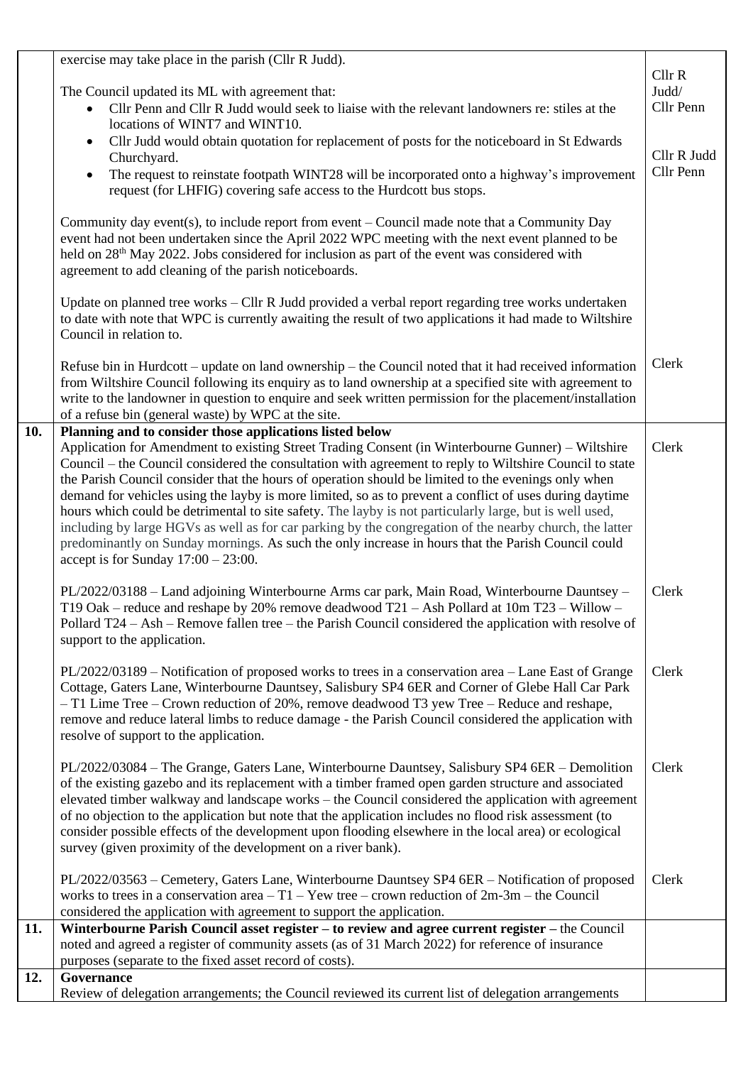| | | |
|---|---|---|
| | exercise may take place in the parish (Cllr R Judd).<br><br>The Council updated its ML with agreement that:<br>• Cllr Penn and Cllr R Judd would seek to liaise with the relevant landowners re: stiles at the locations of WINT7 and WINT10.<br>• Cllr Judd would obtain quotation for replacement of posts for the noticeboard in St Edwards Churchyard.<br>• The request to reinstate footpath WINT28 will be incorporated onto a highway's improvement request (for LHFIG) covering safe access to the Hurdcott bus stops.<br><br>Community day event(s), to include report from event – Council made note that a Community Day event had not been undertaken since the April 2022 WPC meeting with the next event planned to be held on 28th May 2022. Jobs considered for inclusion as part of the event was considered with agreement to add cleaning of the parish noticeboards.<br><br>Update on planned tree works – Cllr R Judd provided a verbal report regarding tree works undertaken to date with note that WPC is currently awaiting the result of two applications it had made to Wiltshire Council in relation to.<br><br>Refuse bin in Hurdcott – update on land ownership – the Council noted that it had received information from Wiltshire Council following its enquiry as to land ownership at a specified site with agreement to write to the landowner in question to enquire and seek written permission for the placement/installation of a refuse bin (general waste) by WPC at the site. | Cllr R Judd/ Cllr Penn<br><br>Cllr R Judd<br>Cllr Penn<br><br><br><br><br><br><br><br><br><br>Clerk |
| **10.** | **Planning and to consider those applications listed below**<br>Application for Amendment to existing Street Trading Consent (in Winterbourne Gunner) – Wiltshire Council – the Council considered the consultation with agreement to reply to Wiltshire Council to state the Parish Council consider that the hours of operation should be limited to the evenings only when demand for vehicles using the layby is more limited, so as to prevent a conflict of uses during daytime hours which could be detrimental to site safety. The layby is not particularly large, but is well used, including by large HGVs as well as for car parking by the congregation of the nearby church, the latter predominantly on Sunday mornings. As such the only increase in hours that the Parish Council could accept is for Sunday 17:00 – 23:00.<br><br>PL/2022/03188 – Land adjoining Winterbourne Arms car park, Main Road, Winterbourne Dauntsey – T19 Oak – reduce and reshape by 20% remove deadwood T21 – Ash Pollard at 10m T23 – Willow – Pollard T24 – Ash – Remove fallen tree – the Parish Council considered the application with resolve of support to the application.<br><br>PL/2022/03189 – Notification of proposed works to trees in a conservation area – Lane East of Grange Cottage, Gaters Lane, Winterbourne Dauntsey, Salisbury SP4 6ER and Corner of Glebe Hall Car Park – T1 Lime Tree – Crown reduction of 20%, remove deadwood T3 yew Tree – Reduce and reshape, remove and reduce lateral limbs to reduce damage - the Parish Council considered the application with resolve of support to the application.<br><br>PL/2022/03084 – The Grange, Gaters Lane, Winterbourne Dauntsey, Salisbury SP4 6ER – Demolition of the existing gazebo and its replacement with a timber framed open garden structure and associated elevated timber walkway and landscape works – the Council considered the application with agreement of no objection to the application but note that the application includes no flood risk assessment (to consider possible effects of the development upon flooding elsewhere in the local area) or ecological survey (given proximity of the development on a river bank).<br><br>PL/2022/03563 – Cemetery, Gaters Lane, Winterbourne Dauntsey SP4 6ER – Notification of proposed works to trees in a conservation area – T1 – Yew tree – crown reduction of 2m-3m – the Council considered the application with agreement to support the application. | <br>Clerk<br><br><br><br><br><br><br><br><br>Clerk<br><br><br><br>Clerk<br><br><br><br><br>Clerk<br><br><br><br><br><br><br>Clerk |
| **11.** | **Winterbourne Parish Council asset register – to review and agree current register** – the Council noted and agreed a register of community assets (as of 31 March 2022) for reference of insurance purposes (separate to the fixed asset record of costs). | |
| **12.** | **Governance**<br>Review of delegation arrangements; the Council reviewed its current list of delegation arrangements | |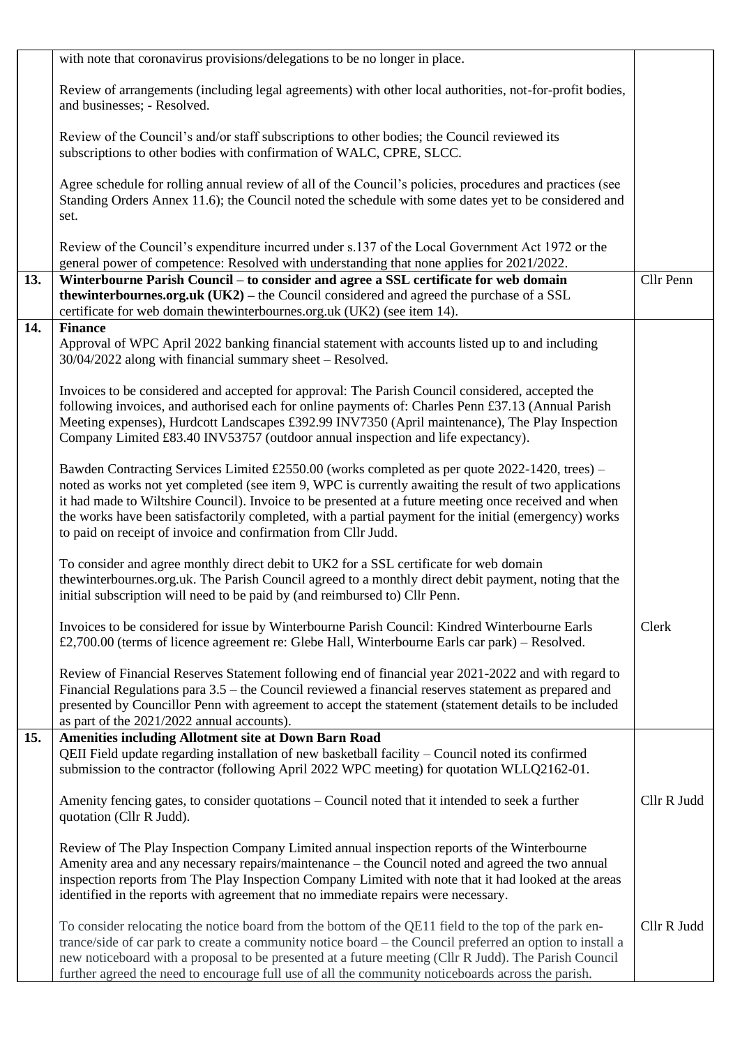|  |  |  |
|---|---|---|
|  | with note that coronavirus provisions/delegations to be no longer in place.<br><br>Review of arrangements (including legal agreements) with other local authorities, not-for-profit bodies, and businesses; - Resolved.<br><br>Review of the Council's and/or staff subscriptions to other bodies; the Council reviewed its subscriptions to other bodies with confirmation of WALC, CPRE, SLCC.<br><br>Agree schedule for rolling annual review of all of the Council's policies, procedures and practices (see Standing Orders Annex 11.6); the Council noted the schedule with some dates yet to be considered and set.<br><br>Review of the Council's expenditure incurred under s.137 of the Local Government Act 1972 or the general power of competence: Resolved with understanding that none applies for 2021/2022. |  |
| **13.** | **Winterbourne Parish Council – to consider and agree a SSL certificate for web domain thewinterbournes.org.uk (UK2) –** the Council considered and agreed the purchase of a SSL certificate for web domain thewinterbournes.org.uk (UK2) (see item 14). | Cllr Penn |
| **14.** | **Finance**<br>Approval of WPC April 2022 banking financial statement with accounts listed up to and including 30/04/2022 along with financial summary sheet – Resolved.<br><br>Invoices to be considered and accepted for approval: The Parish Council considered, accepted the following invoices, and authorised each for online payments of: Charles Penn £37.13 (Annual Parish Meeting expenses), Hurdcott Landscapes £392.99 INV7350 (April maintenance), The Play Inspection Company Limited £83.40 INV53757 (outdoor annual inspection and life expectancy).<br><br>Bawden Contracting Services Limited £2550.00 (works completed as per quote 2022-1420, trees) – noted as works not yet completed (see item 9, WPC is currently awaiting the result of two applications it had made to Wiltshire Council). Invoice to be presented at a future meeting once received and when the works have been satisfactorily completed, with a partial payment for the initial (emergency) works to paid on receipt of invoice and confirmation from Cllr Judd.<br><br>To consider and agree monthly direct debit to UK2 for a SSL certificate for web domain thewinterbournes.org.uk. The Parish Council agreed to a monthly direct debit payment, noting that the initial subscription will need to be paid by (and reimbursed to) Cllr Penn.<br><br>Invoices to be considered for issue by Winterbourne Parish Council: Kindred Winterbourne Earls £2,700.00 (terms of licence agreement re: Glebe Hall, Winterbourne Earls car park) – Resolved.<br><br>Review of Financial Reserves Statement following end of financial year 2021-2022 and with regard to Financial Regulations para 3.5 – the Council reviewed a financial reserves statement as prepared and presented by Councillor Penn with agreement to accept the statement (statement details to be included as part of the 2021/2022 annual accounts). | <br><br><br><br><br><br><br><br><br><br><br><br><br><br><br><br><br><br><br><br>Clerk |
| **15.** | **Amenities including Allotment site at Down Barn Road**<br>QEII Field update regarding installation of new basketball facility – Council noted its confirmed submission to the contractor (following April 2022 WPC meeting) for quotation WLLQ2162-01.<br><br>Amenity fencing gates, to consider quotations – Council noted that it intended to seek a further quotation (Cllr R Judd).<br><br>Review of The Play Inspection Company Limited annual inspection reports of the Winterbourne Amenity area and any necessary repairs/maintenance – the Council noted and agreed the two annual inspection reports from The Play Inspection Company Limited with note that it had looked at the areas identified in the reports with agreement that no immediate repairs were necessary.<br><br>To consider relocating the notice board from the bottom of the QE11 field to the top of the park entrance/side of car park to create a community notice board – the Council preferred an option to install a new noticeboard with a proposal to be presented at a future meeting (Cllr R Judd). The Parish Council further agreed the need to encourage full use of all the community noticeboards across the parish. | <br><br><br><br>Cllr R Judd<br><br><br><br><br><br><br>Cllr R Judd |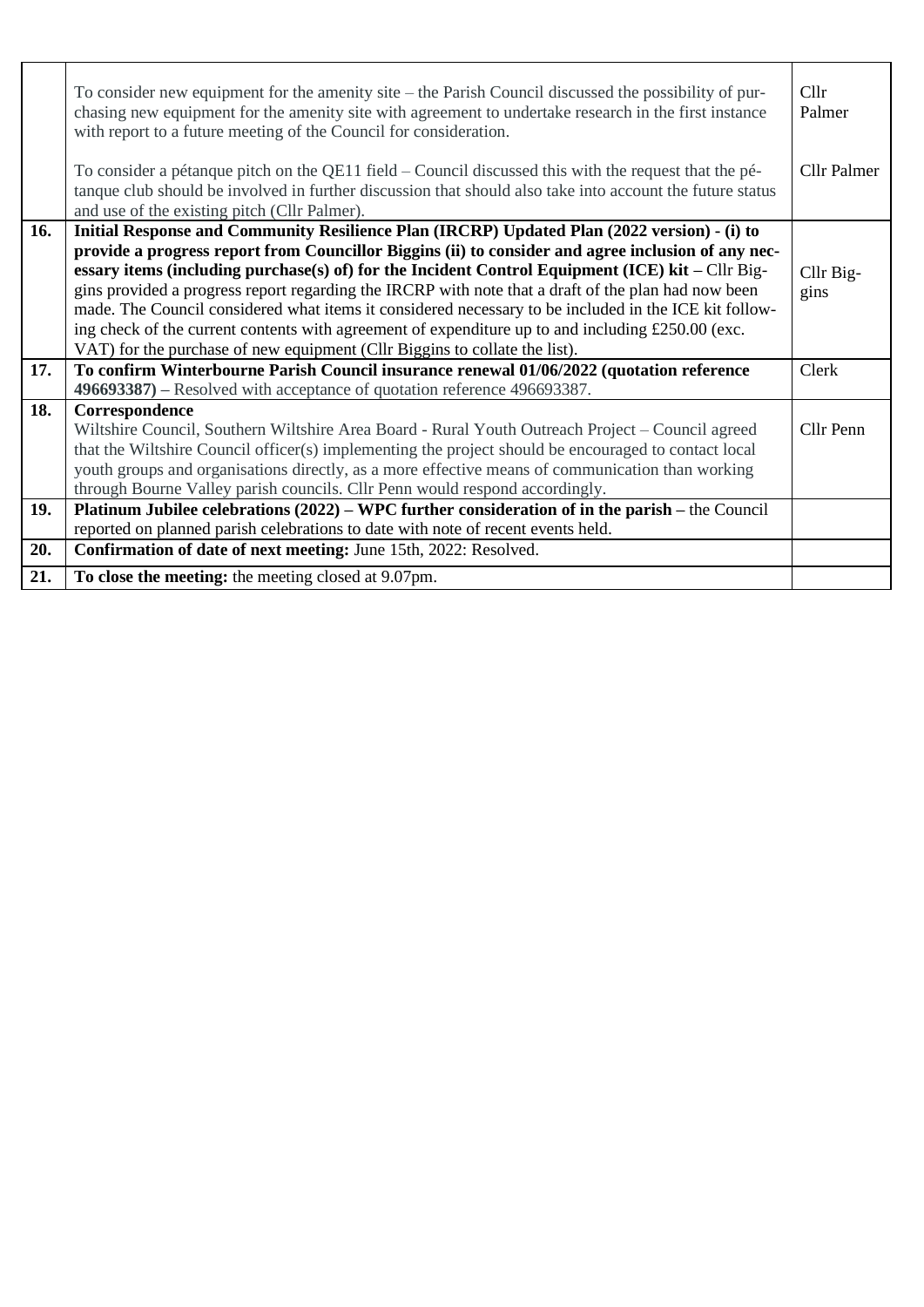| | | |
|---|---|---|
| | To consider new equipment for the amenity site – the Parish Council discussed the possibility of purchasing new equipment for the amenity site with agreement to undertake research in the first instance with report to a future meeting of the Council for consideration.<br><br>To consider a pétanque pitch on the QE11 field – Council discussed this with the request that the pétanque club should be involved in further discussion that should also take into account the future status and use of the existing pitch (Cllr Palmer). | Cllr Palmer<br><br>Cllr Palmer |
| **16.** | **Initial Response and Community Resilience Plan (IRCRP) Updated Plan (2022 version) - (i) to provide a progress report from Councillor Biggins (ii) to consider and agree inclusion of any necessary items (including purchase(s) of) for the Incident Control Equipment (ICE) kit –** Cllr Biggins provided a progress report regarding the IRCRP with note that a draft of the plan had now been made. The Council considered what items it considered necessary to be included in the ICE kit following check of the current contents with agreement of expenditure up to and including £250.00 (exc. VAT) for the purchase of new equipment (Cllr Biggins to collate the list). | Cllr Biggins |
| **17.** | **To confirm Winterbourne Parish Council insurance renewal 01/06/2022 (quotation reference 496693387) –** Resolved with acceptance of quotation reference 496693387. | Clerk |
| **18.** | **Correspondence**<br>Wiltshire Council, Southern Wiltshire Area Board - Rural Youth Outreach Project – Council agreed that the Wiltshire Council officer(s) implementing the project should be encouraged to contact local youth groups and organisations directly, as a more effective means of communication than working through Bourne Valley parish councils. Cllr Penn would respond accordingly. | Cllr Penn |
| **19.** | **Platinum Jubilee celebrations (2022) – WPC further consideration of in the parish –** the Council reported on planned parish celebrations to date with note of recent events held. | |
| **20.** | **Confirmation of date of next meeting:** June 15th, 2022: Resolved. | |
| **21.** | **To close the meeting:** the meeting closed at 9.07pm. | |